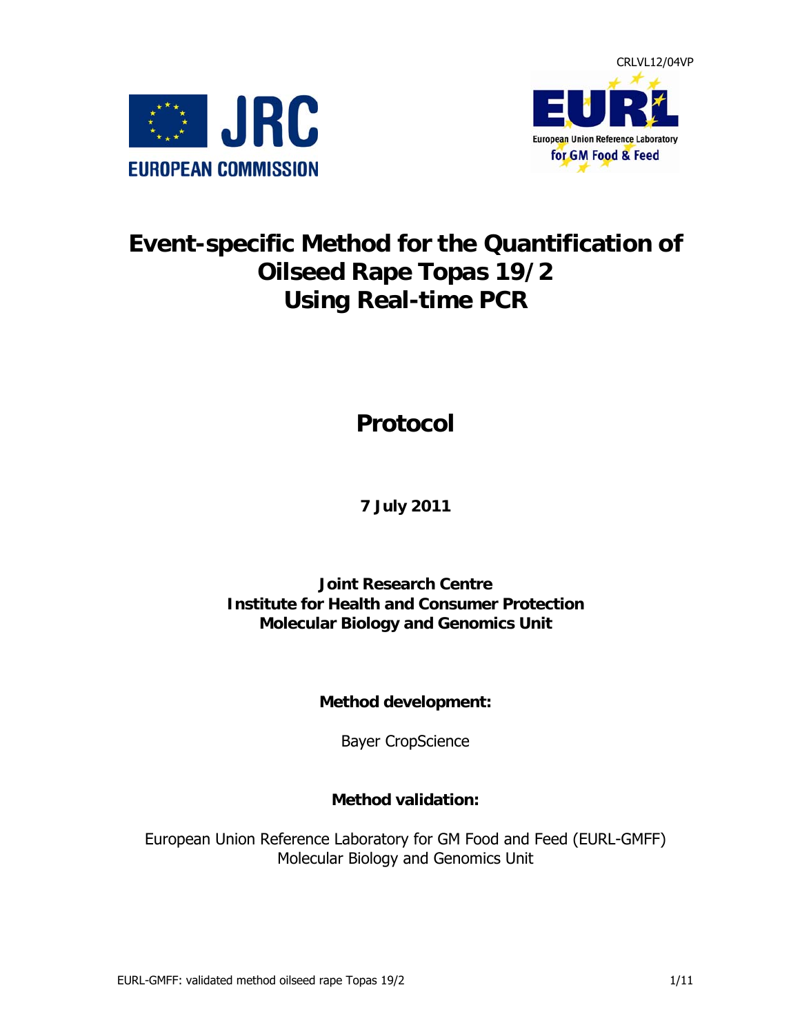CRLVL12/04VP

# Event-specific Method for the Quantification of Oilseed Rape Topas 19/2 Using Real-time PCR

## Protocol

**7 July 2011**

**Joint Research Centre**
**Institute for Health and Consumer Protection**
**Molecular Biology and Genomics Unit**

**Method development:**

Bayer CropScience

**Method validation:**

European Union Reference Laboratory for GM Food and Feed (EURL-GMFF)
Molecular Biology and Genomics Unit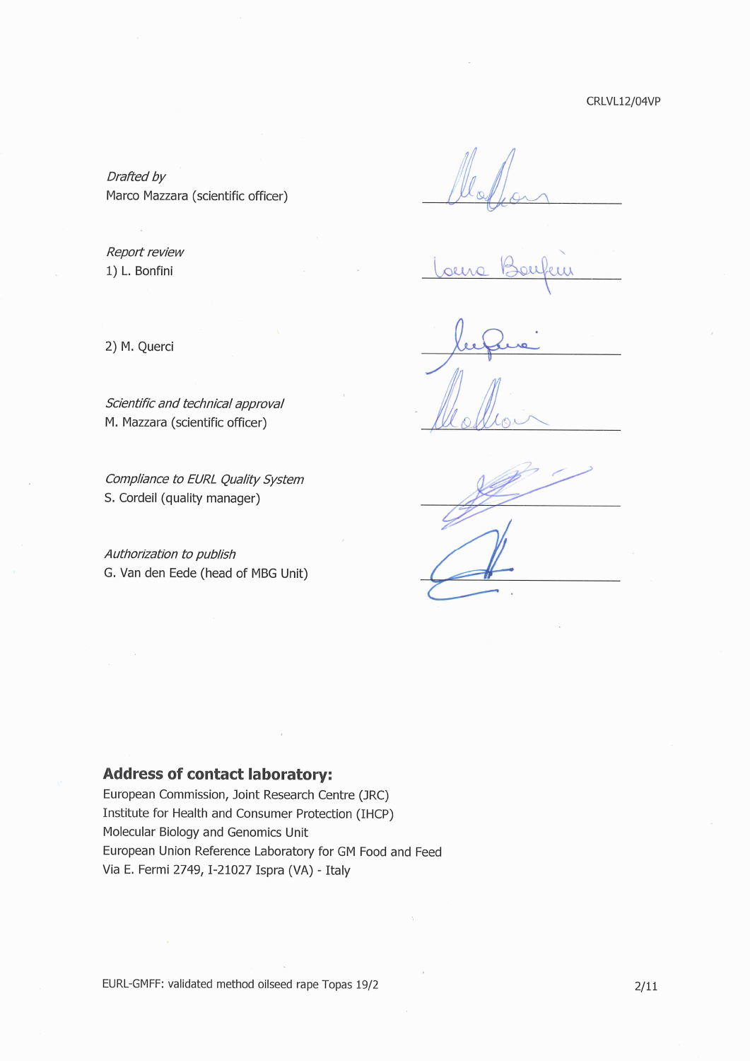CRLVL12/04VP

*Drafted by*
Marco Mazzara (scientific officer)

*Report review*
1) L. Bonfini

2) M. Querci

*Scientific and technical approval*
M. Mazzara (scientific officer)

*Compliance to EURL Quality System*
S. Cordeil (quality manager)

*Authorization to publish*
G. Van den Eede (head of MBG Unit)

**Address of contact laboratory:**
European Commission, Joint Research Centre (JRC)
Institute for Health and Consumer Protection (IHCP)
Molecular Biology and Genomics Unit
European Union Reference Laboratory for GM Food and Feed
Via E. Fermi 2749, I-21027 Ispra (VA) - Italy

EURL-GMFF: validated method oilseed rape Topas 19/2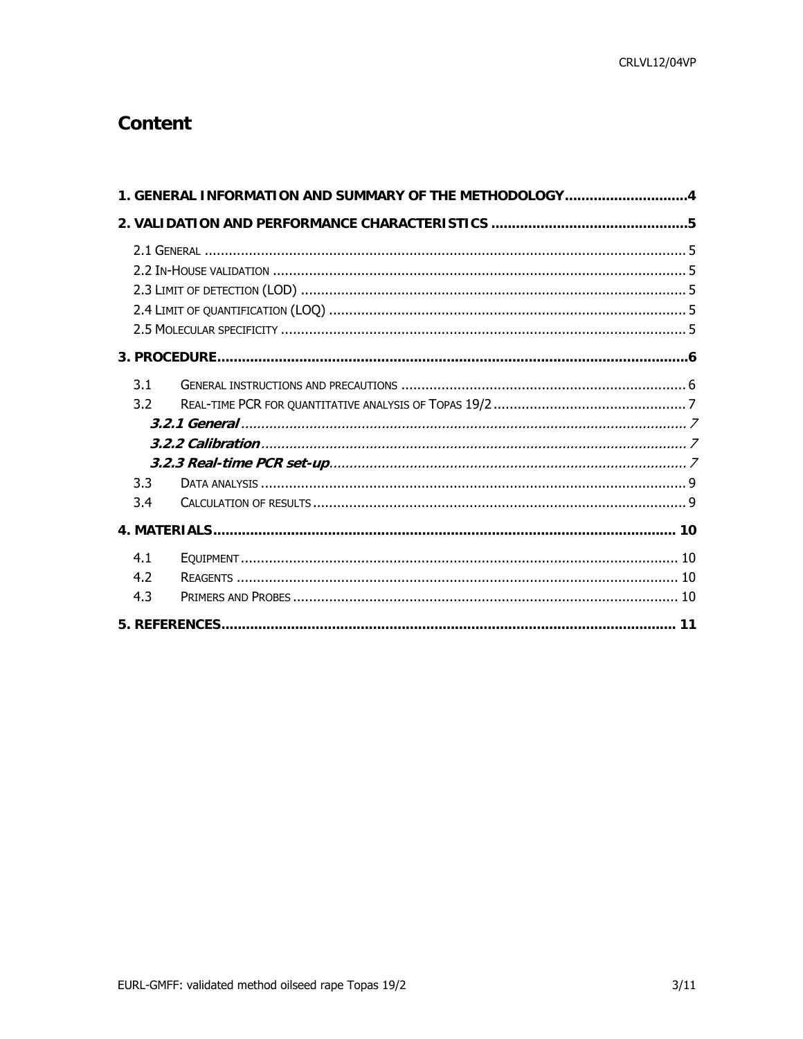# Content

| | |
|---|---|
| **1. GENERAL INFORMATION AND SUMMARY OF THE METHODOLOGY** | **4** |
| **2. VALIDATION AND PERFORMANCE CHARACTERISTICS** | **5** |
| 2.1 GENERAL | 5 |
| 2.2 IN-HOUSE VALIDATION | 5 |
| 2.3 LIMIT OF DETECTION (LOD) | 5 |
| 2.4 LIMIT OF QUANTIFICATION (LOQ) | 5 |
| 2.5 MOLECULAR SPECIFICITY | 5 |
| **3. PROCEDURE** | **6** |
| 3.1 GENERAL INSTRUCTIONS AND PRECAUTIONS | 6 |
| 3.2 REAL-TIME PCR FOR QUANTITATIVE ANALYSIS OF TOPAS 19/2 | 7 |
| ***3.2.1 General*** | *7* |
| ***3.2.2 Calibration*** | *7* |
| ***3.2.3 Real-time PCR set-up*** | *7* |
| 3.3 DATA ANALYSIS | 9 |
| 3.4 CALCULATION OF RESULTS | 9 |
| **4. MATERIALS** | **10** |
| 4.1 EQUIPMENT | 10 |
| 4.2 REAGENTS | 10 |
| 4.3 PRIMERS AND PROBES | 10 |
| **5. REFERENCES** | **11** |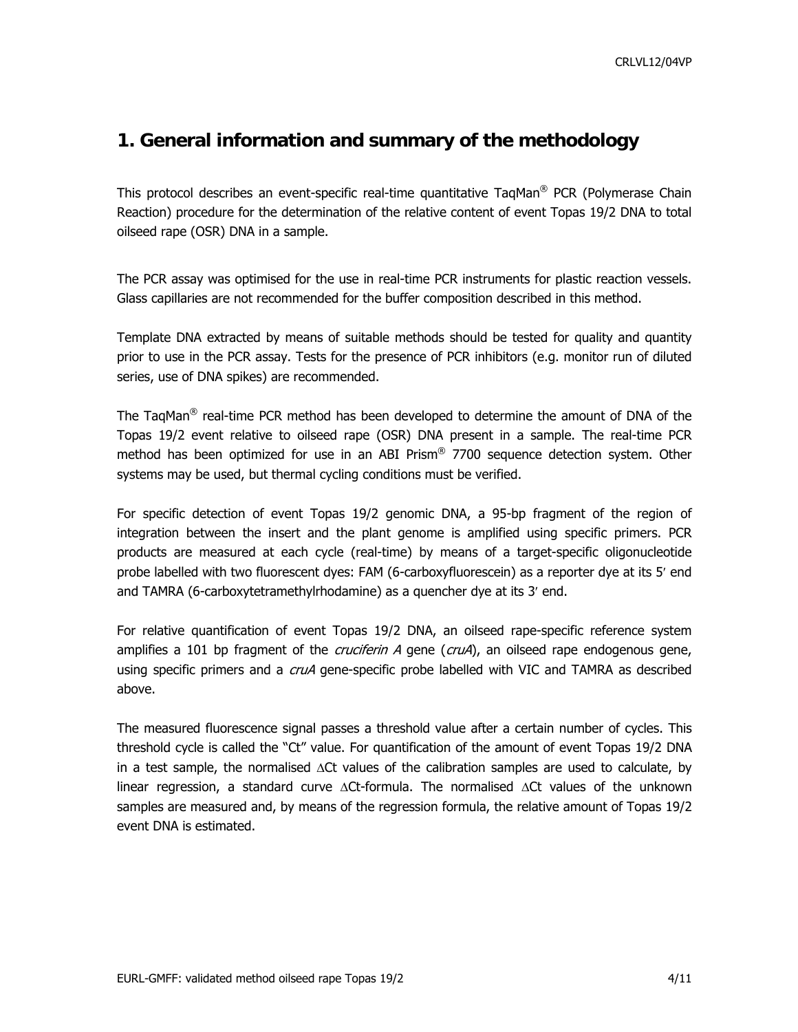# 1. General information and summary of the methodology

This protocol describes an event-specific real-time quantitative TaqMan® PCR (Polymerase Chain Reaction) procedure for the determination of the relative content of event Topas 19/2 DNA to total oilseed rape (OSR) DNA in a sample.

The PCR assay was optimised for the use in real-time PCR instruments for plastic reaction vessels. Glass capillaries are not recommended for the buffer composition described in this method.

Template DNA extracted by means of suitable methods should be tested for quality and quantity prior to use in the PCR assay. Tests for the presence of PCR inhibitors (e.g. monitor run of diluted series, use of DNA spikes) are recommended.

The TaqMan® real-time PCR method has been developed to determine the amount of DNA of the Topas 19/2 event relative to oilseed rape (OSR) DNA present in a sample. The real-time PCR method has been optimized for use in an ABI Prism® 7700 sequence detection system. Other systems may be used, but thermal cycling conditions must be verified.

For specific detection of event Topas 19/2 genomic DNA, a 95-bp fragment of the region of integration between the insert and the plant genome is amplified using specific primers. PCR products are measured at each cycle (real-time) by means of a target-specific oligonucleotide probe labelled with two fluorescent dyes: FAM (6-carboxyfluorescein) as a reporter dye at its 5′ end and TAMRA (6-carboxytetramethylrhodamine) as a quencher dye at its 3′ end.

For relative quantification of event Topas 19/2 DNA, an oilseed rape-specific reference system amplifies a 101 bp fragment of the *cruciferin A* gene (*cruA*), an oilseed rape endogenous gene, using specific primers and a *cruA* gene-specific probe labelled with VIC and TAMRA as described above.

The measured fluorescence signal passes a threshold value after a certain number of cycles. This threshold cycle is called the "Ct" value. For quantification of the amount of event Topas 19/2 DNA in a test sample, the normalised $\Delta$Ct values of the calibration samples are used to calculate, by linear regression, a standard curve $\Delta$Ct-formula. The normalised $\Delta$Ct values of the unknown samples are measured and, by means of the regression formula, the relative amount of Topas 19/2 event DNA is estimated.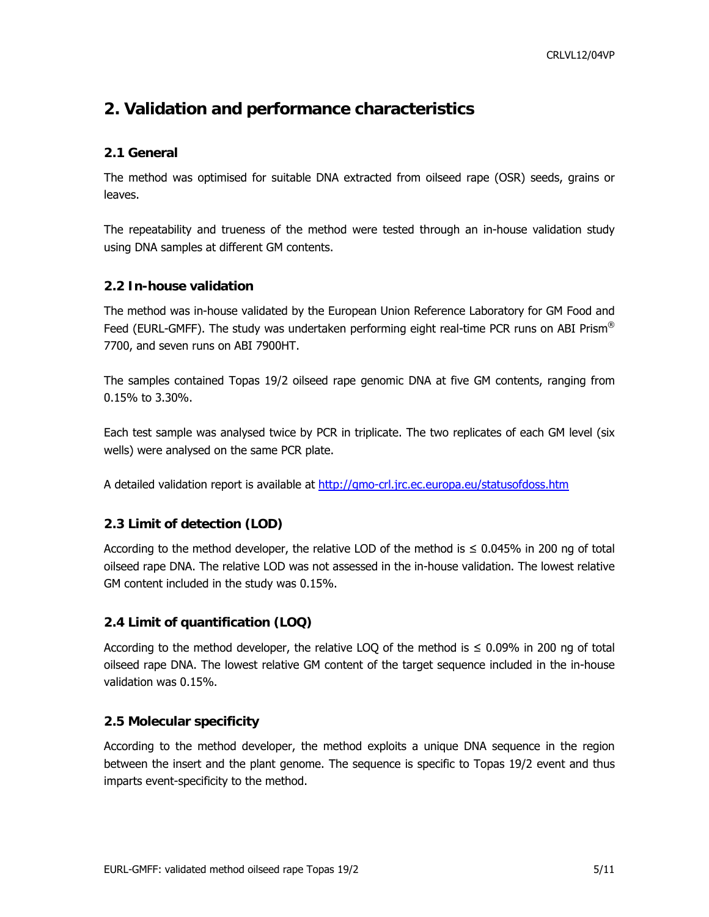# 2. Validation and performance characteristics

## 2.1 General

The method was optimised for suitable DNA extracted from oilseed rape (OSR) seeds, grains or leaves.

The repeatability and trueness of the method were tested through an in-house validation study using DNA samples at different GM contents.

## 2.2 In-house validation

The method was in-house validated by the European Union Reference Laboratory for GM Food and Feed (EURL-GMFF). The study was undertaken performing eight real-time PCR runs on ABI Prism® 7700, and seven runs on ABI 7900HT.

The samples contained Topas 19/2 oilseed rape genomic DNA at five GM contents, ranging from 0.15% to 3.30%.

Each test sample was analysed twice by PCR in triplicate. The two replicates of each GM level (six wells) were analysed on the same PCR plate.

A detailed validation report is available at http://gmo-crl.jrc.ec.europa.eu/statusofdoss.htm

## 2.3 Limit of detection (LOD)

According to the method developer, the relative LOD of the method is ≤ 0.045% in 200 ng of total oilseed rape DNA. The relative LOD was not assessed in the in-house validation. The lowest relative GM content included in the study was 0.15%.

## 2.4 Limit of quantification (LOQ)

According to the method developer, the relative LOQ of the method is ≤ 0.09% in 200 ng of total oilseed rape DNA. The lowest relative GM content of the target sequence included in the in-house validation was 0.15%.

## 2.5 Molecular specificity

According to the method developer, the method exploits a unique DNA sequence in the region between the insert and the plant genome. The sequence is specific to Topas 19/2 event and thus imparts event-specificity to the method.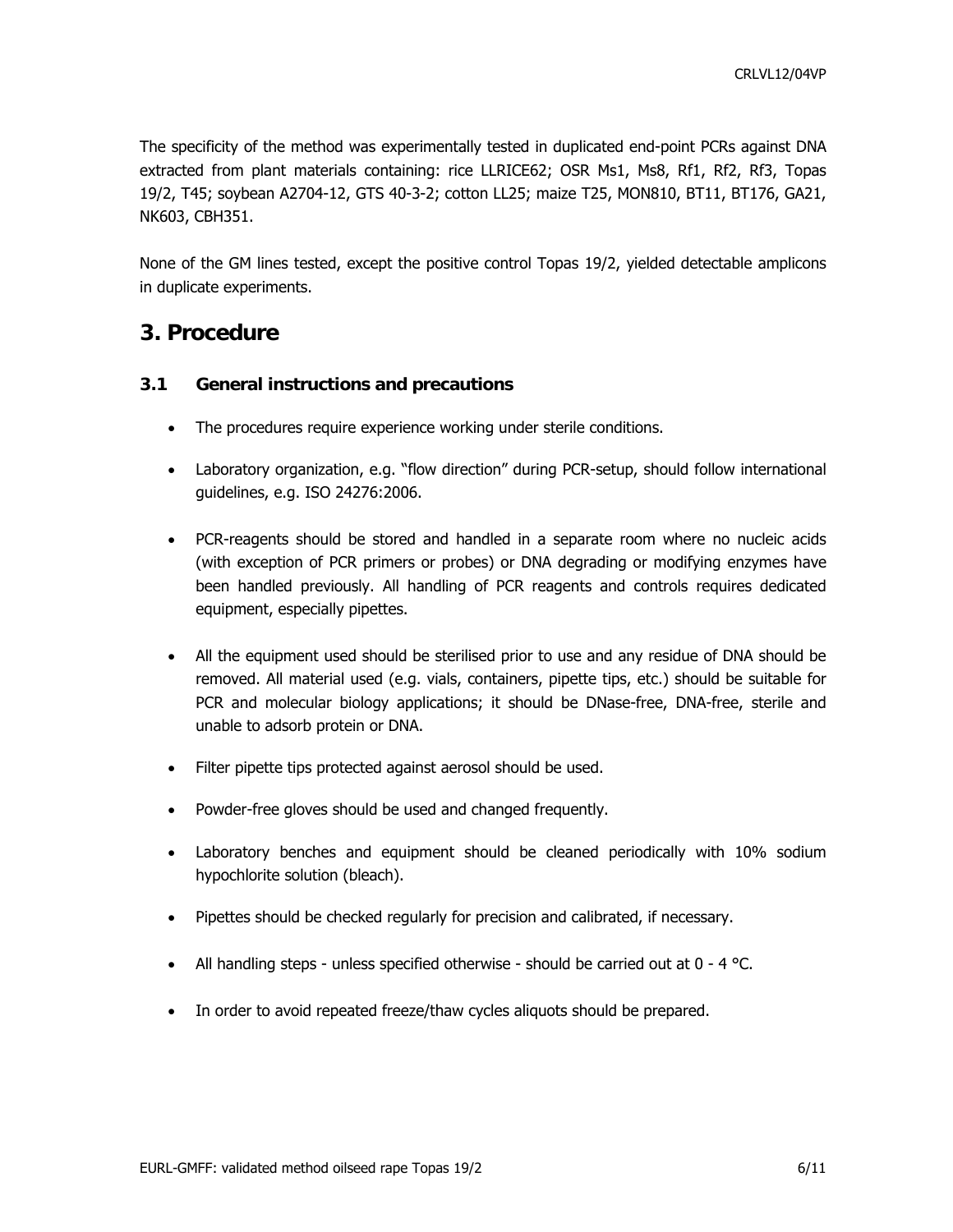The specificity of the method was experimentally tested in duplicated end-point PCRs against DNA extracted from plant materials containing: rice LLRICE62; OSR Ms1, Ms8, Rf1, Rf2, Rf3, Topas 19/2, T45; soybean A2704-12, GTS 40-3-2; cotton LL25; maize T25, MON810, BT11, BT176, GA21, NK603, CBH351.

None of the GM lines tested, except the positive control Topas 19/2, yielded detectable amplicons in duplicate experiments.

# 3. Procedure

## 3.1 General instructions and precautions

- The procedures require experience working under sterile conditions.
- Laboratory organization, e.g. "flow direction" during PCR-setup, should follow international guidelines, e.g. ISO 24276:2006.
- PCR-reagents should be stored and handled in a separate room where no nucleic acids (with exception of PCR primers or probes) or DNA degrading or modifying enzymes have been handled previously. All handling of PCR reagents and controls requires dedicated equipment, especially pipettes.
- All the equipment used should be sterilised prior to use and any residue of DNA should be removed. All material used (e.g. vials, containers, pipette tips, etc.) should be suitable for PCR and molecular biology applications; it should be DNase-free, DNA-free, sterile and unable to adsorb protein or DNA.
- Filter pipette tips protected against aerosol should be used.
- Powder-free gloves should be used and changed frequently.
- Laboratory benches and equipment should be cleaned periodically with 10% sodium hypochlorite solution (bleach).
- Pipettes should be checked regularly for precision and calibrated, if necessary.
- All handling steps - unless specified otherwise - should be carried out at 0 - 4 °C.
- In order to avoid repeated freeze/thaw cycles aliquots should be prepared.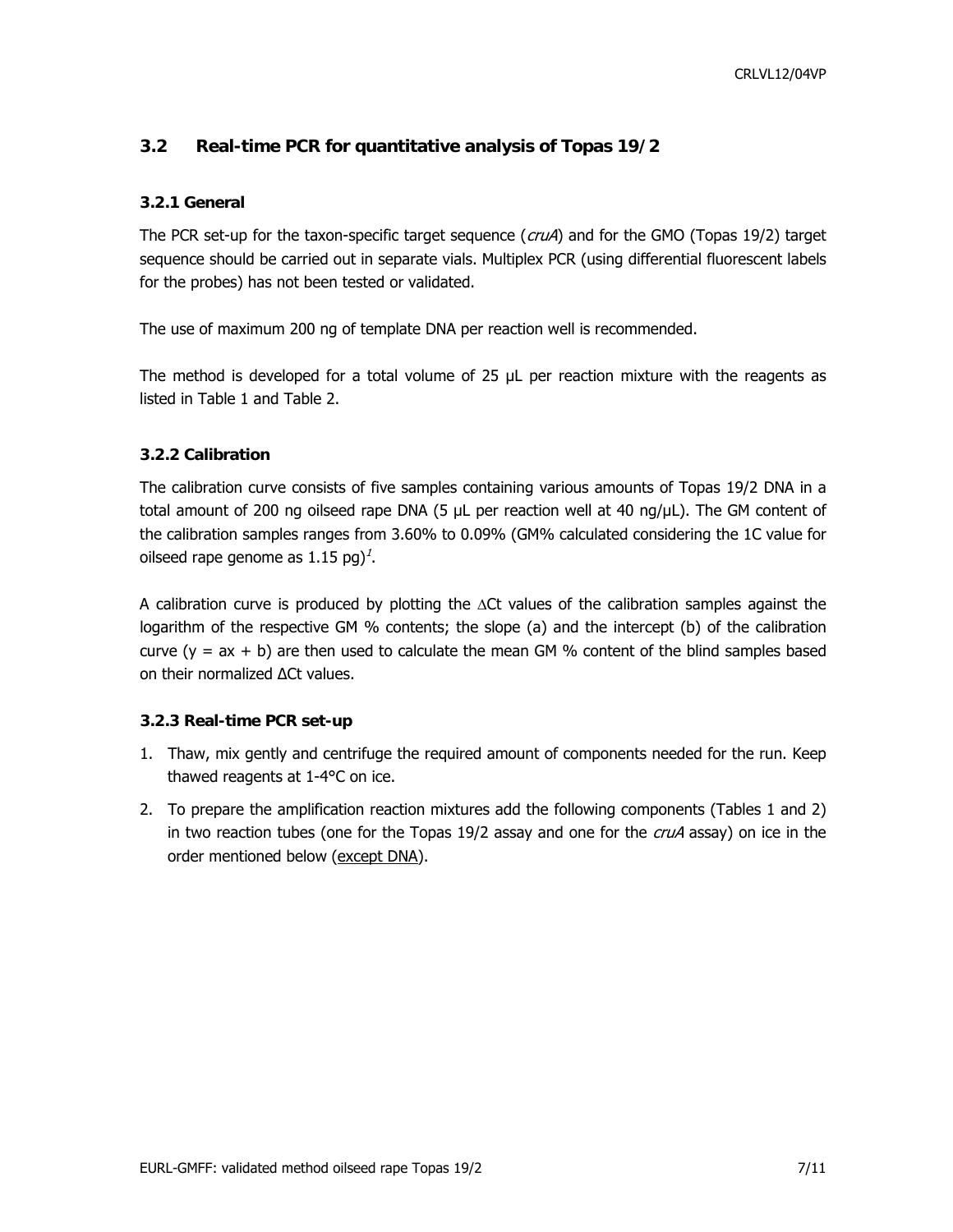## 3.2 Real-time PCR for quantitative analysis of Topas 19/2

### 3.2.1 General

The PCR set-up for the taxon-specific target sequence (*cruA*) and for the GMO (Topas 19/2) target sequence should be carried out in separate vials. Multiplex PCR (using differential fluorescent labels for the probes) has not been tested or validated.

The use of maximum 200 ng of template DNA per reaction well is recommended.

The method is developed for a total volume of 25 µL per reaction mixture with the reagents as listed in Table 1 and Table 2.

### 3.2.2 Calibration

The calibration curve consists of five samples containing various amounts of Topas 19/2 DNA in a total amount of 200 ng oilseed rape DNA (5 µL per reaction well at 40 ng/µL). The GM content of the calibration samples ranges from 3.60% to 0.09% (GM% calculated considering the 1C value for oilseed rape genome as 1.15 pg)[1].

A calibration curve is produced by plotting the ΔCt values of the calibration samples against the logarithm of the respective GM % contents; the slope (a) and the intercept (b) of the calibration curve ($y = ax + b$) are then used to calculate the mean GM % content of the blind samples based on their normalized ΔCt values.

### 3.2.3 Real-time PCR set-up

1. Thaw, mix gently and centrifuge the required amount of components needed for the run. Keep thawed reagents at 1-4°C on ice.
2. To prepare the amplification reaction mixtures add the following components (Tables 1 and 2) in two reaction tubes (one for the Topas 19/2 assay and one for the *cruA* assay) on ice in the order mentioned below (<u>except DNA</u>).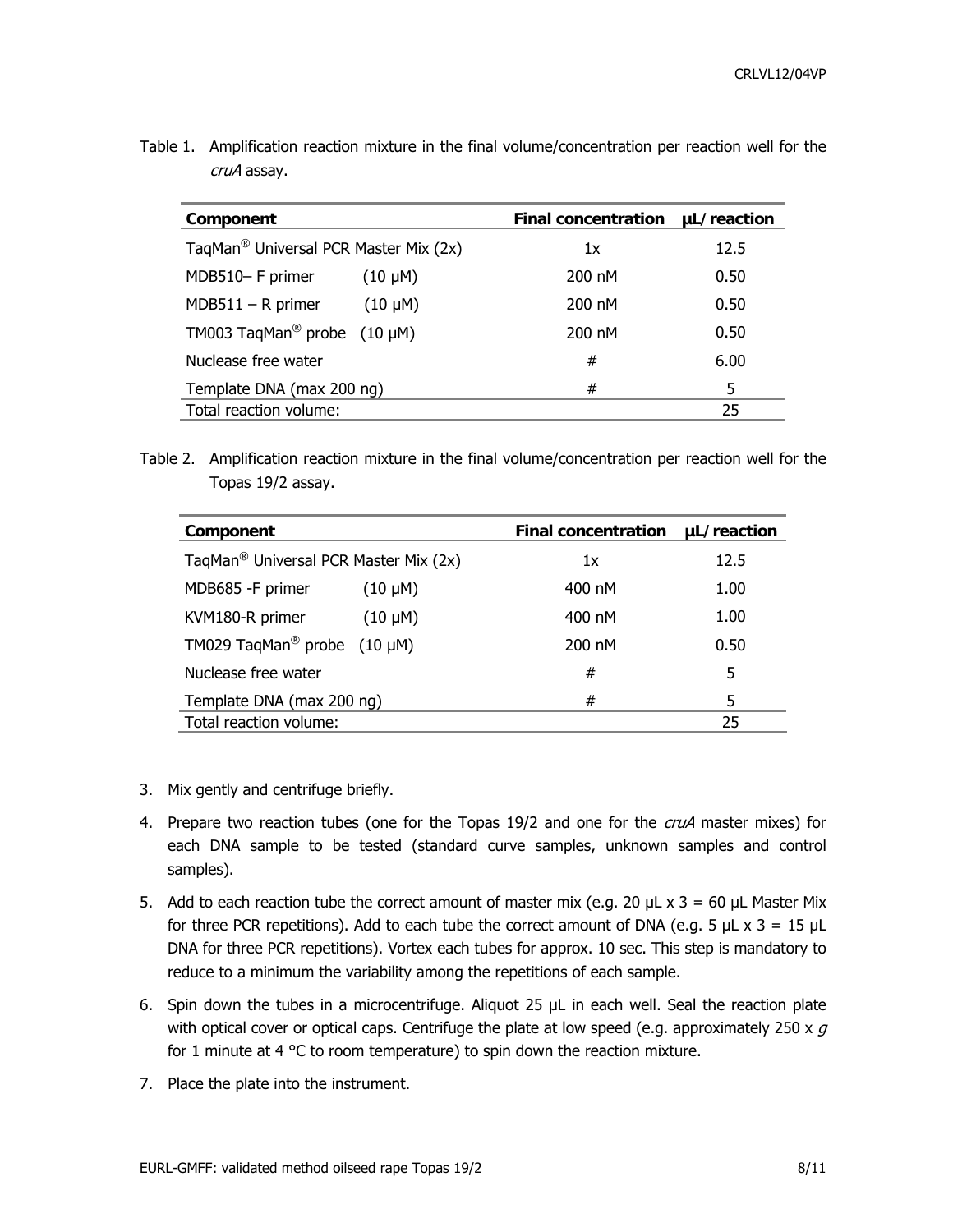Table 1. Amplification reaction mixture in the final volume/concentration per reaction well for the *cruA* assay.

| Component | | Final concentration | µL/reaction |
|---|---|---|---|
| TaqMan® Universal PCR Master Mix (2x) | | 1x | 12.5 |
| MDB510– F primer | (10 µM) | 200 nM | 0.50 |
| MDB511 – R primer | (10 µM) | 200 nM | 0.50 |
| TM003 TaqMan® probe | (10 µM) | 200 nM | 0.50 |
| Nuclease free water | | # | 6.00 |
| Template DNA (max 200 ng) | | # | 5 |
| Total reaction volume: | | | 25 |

Table 2. Amplification reaction mixture in the final volume/concentration per reaction well for the Topas 19/2 assay.

| Component | | Final concentration | µL/reaction |
|---|---|---|---|
| TaqMan® Universal PCR Master Mix (2x) | | 1x | 12.5 |
| MDB685 -F primer | (10 µM) | 400 nM | 1.00 |
| KVM180-R primer | (10 µM) | 400 nM | 1.00 |
| TM029 TaqMan® probe | (10 µM) | 200 nM | 0.50 |
| Nuclease free water | | # | 5 |
| Template DNA (max 200 ng) | | # | 5 |
| Total reaction volume: | | | 25 |

3. Mix gently and centrifuge briefly.
4. Prepare two reaction tubes (one for the Topas 19/2 and one for the *cruA* master mixes) for each DNA sample to be tested (standard curve samples, unknown samples and control samples).
5. Add to each reaction tube the correct amount of master mix (e.g. 20 µL x 3 = 60 µL Master Mix for three PCR repetitions). Add to each tube the correct amount of DNA (e.g. 5 µL x 3 = 15 µL DNA for three PCR repetitions). Vortex each tubes for approx. 10 sec. This step is mandatory to reduce to a minimum the variability among the repetitions of each sample.
6. Spin down the tubes in a microcentrifuge. Aliquot 25 µL in each well. Seal the reaction plate with optical cover or optical caps. Centrifuge the plate at low speed (e.g. approximately 250 x *g* for 1 minute at 4 °C to room temperature) to spin down the reaction mixture.
7. Place the plate into the instrument.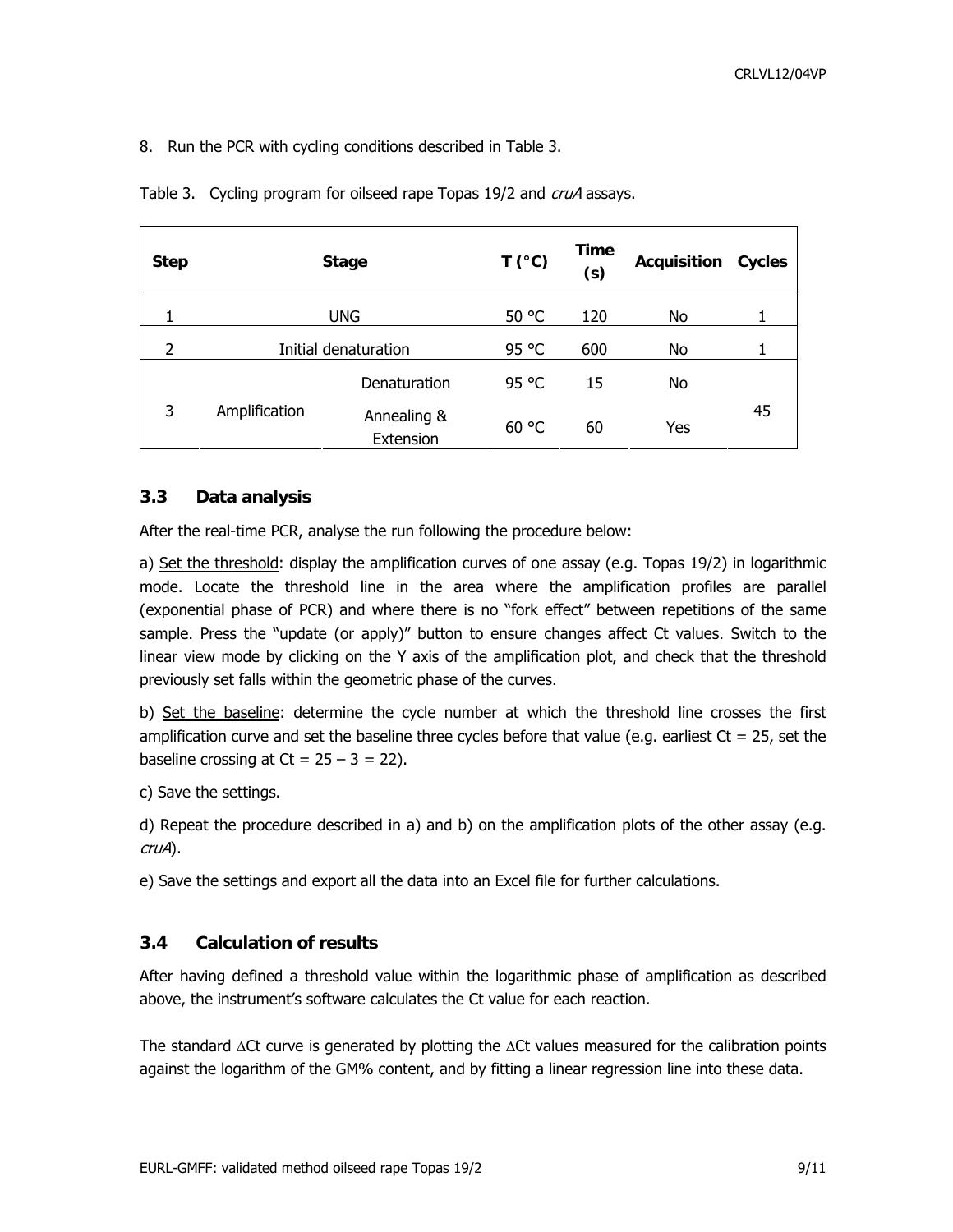8. Run the PCR with cycling conditions described in Table 3.

Table 3. Cycling program for oilseed rape Topas 19/2 and *cruA* assays.

| Step | Stage | | T (°C) | Time (s) | Acquisition | Cycles |
|---|---|---|---|---|---|---|
| 1 | UNG | | 50 °C | 120 | No | 1 |
| 2 | Initial denaturation | | 95 °C | 600 | No | 1 |
| 3 | Amplification | Denaturation | 95 °C | 15 | No | 45 |
| | | Annealing & Extension | 60 °C | 60 | Yes | |

### 3.3 Data analysis

After the real-time PCR, analyse the run following the procedure below:

a) Set the threshold: display the amplification curves of one assay (e.g. Topas 19/2) in logarithmic mode. Locate the threshold line in the area where the amplification profiles are parallel (exponential phase of PCR) and where there is no "fork effect" between repetitions of the same sample. Press the "update (or apply)" button to ensure changes affect Ct values. Switch to the linear view mode by clicking on the Y axis of the amplification plot, and check that the threshold previously set falls within the geometric phase of the curves.

b) Set the baseline: determine the cycle number at which the threshold line crosses the first amplification curve and set the baseline three cycles before that value (e.g. earliest Ct = 25, set the baseline crossing at Ct = 25 – 3 = 22).

c) Save the settings.

d) Repeat the procedure described in a) and b) on the amplification plots of the other assay (e.g. *cruA*).

e) Save the settings and export all the data into an Excel file for further calculations.

### 3.4 Calculation of results

After having defined a threshold value within the logarithmic phase of amplification as described above, the instrument's software calculates the Ct value for each reaction.

The standard $\Delta$Ct curve is generated by plotting the $\Delta$Ct values measured for the calibration points against the logarithm of the GM% content, and by fitting a linear regression line into these data.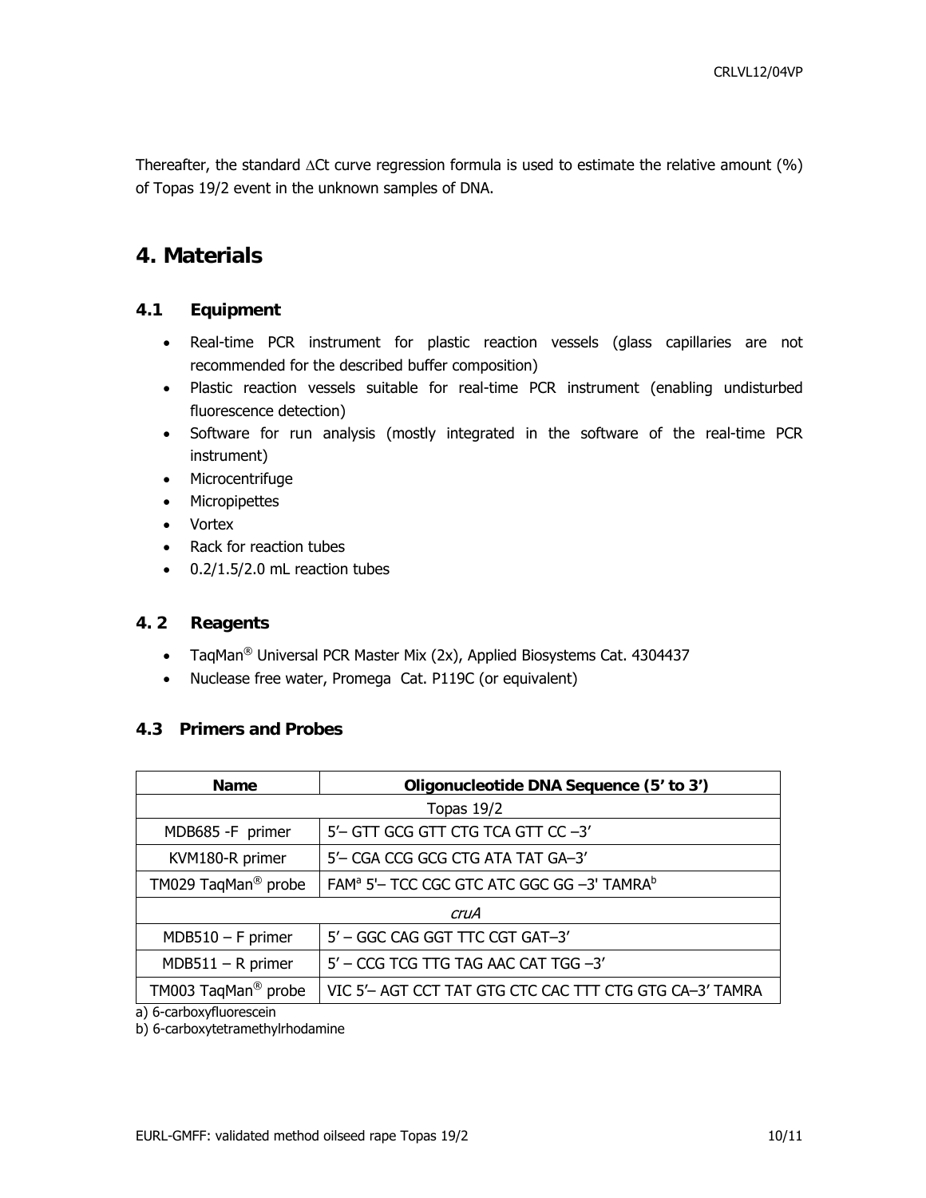Thereafter, the standard $\Delta$Ct curve regression formula is used to estimate the relative amount (%) of Topas 19/2 event in the unknown samples of DNA.

# 4. Materials

## 4.1 Equipment

- Real-time PCR instrument for plastic reaction vessels (glass capillaries are not recommended for the described buffer composition)
- Plastic reaction vessels suitable for real-time PCR instrument (enabling undisturbed fluorescence detection)
- Software for run analysis (mostly integrated in the software of the real-time PCR instrument)
- Microcentrifuge
- Micropipettes
- Vortex
- Rack for reaction tubes
- 0.2/1.5/2.0 mL reaction tubes

## 4. 2 Reagents

- TaqMan® Universal PCR Master Mix (2x), Applied Biosystems Cat. 4304437
- Nuclease free water, Promega Cat. P119C (or equivalent)

## 4.3 Primers and Probes

| Name | Oligonucleotide DNA Sequence (5' to 3') |
|---|---|
| Topas 19/2 | |
| MDB685 -F primer | 5'– GTT GCG GTT CTG TCA GTT CC –3' |
| KVM180-R primer | 5'– CGA CCG GCG CTG ATA TAT GA–3' |
| TM029 TaqMan® probe | FAM[a] 5'– TCC CGC GTC ATC GGC GG –3' TAMRA[b] |
| *cruA* | |
| MDB510 – F primer | 5' – GGC CAG GGT TTC CGT GAT–3' |
| MDB511 – R primer | 5' – CCG TCG TTG TAG AAC CAT TGG –3' |
| TM003 TaqMan® probe | VIC 5'– AGT CCT TAT GTG CTC CAC TTT CTG GTG CA–3' TAMRA |

a) 6-carboxyfluorescein

b) 6-carboxytetramethylrhodamine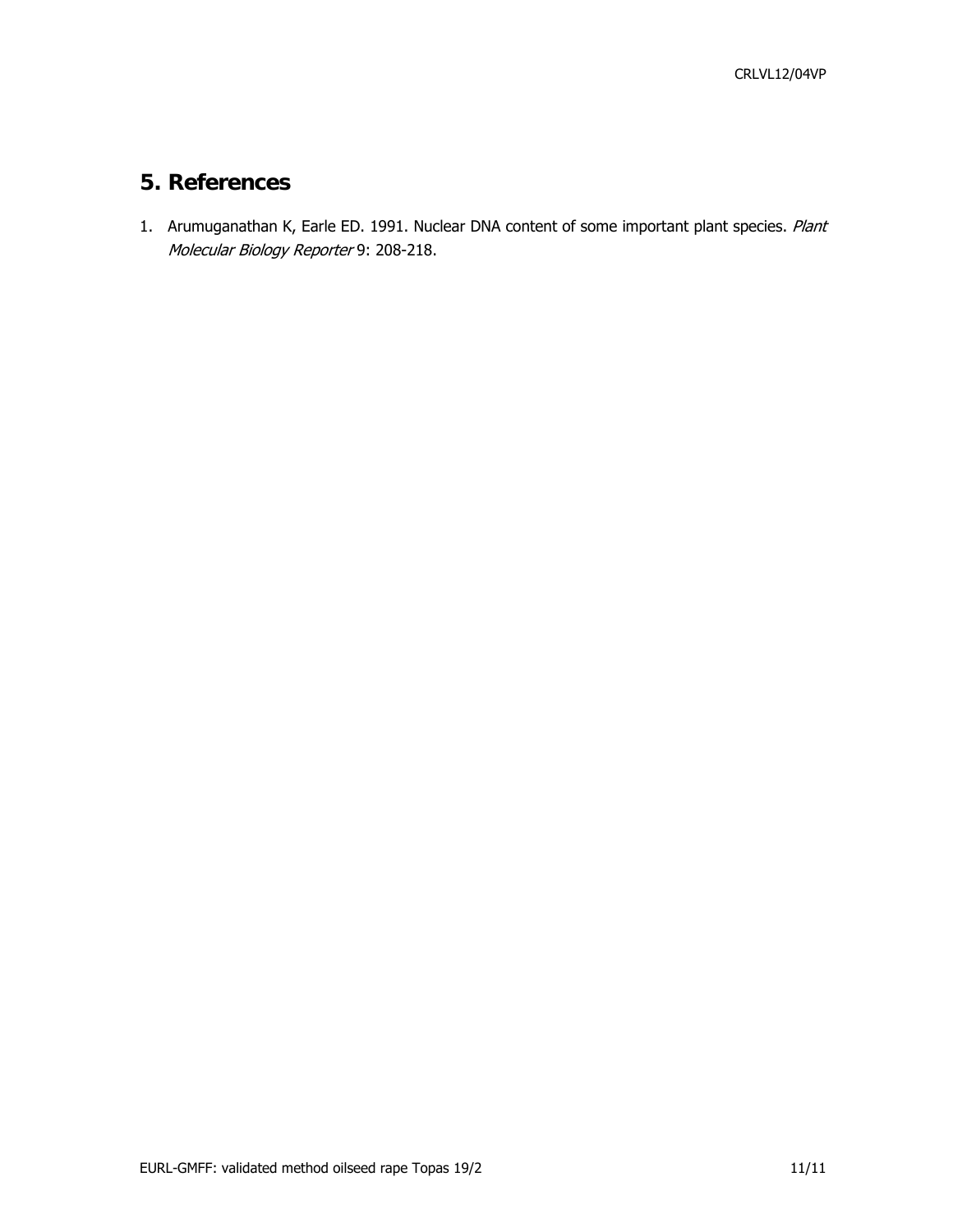## 5. References

1. Arumuganathan K, Earle ED. 1991. Nuclear DNA content of some important plant species. *Plant Molecular Biology Reporter* 9: 208-218.